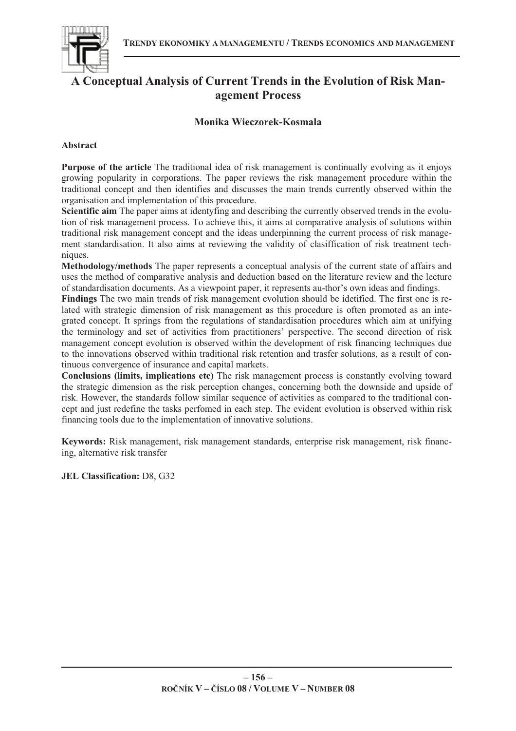# A Conceptual Analysis of Current Trends in the Evolution of Risk Management Process

**Monika Wieczorek-Kosmala**

**Abstract**

**Purpose of the article** The traditional idea of risk management is continually evolving as it enjoys growing popularity in corporations. The paper reviews the risk management procedure within the traditional concept and then identifies and discusses the main trends currently observed within the organisation and implementation of this procedure.

**Scientific aim** The paper aims at identyfing and describing the currently observed trends in the evolution of risk management process. To achieve this, it aims at comparative analysis of solutions within traditional risk management concept and the ideas underpinning the current process of risk management standardisation. It also aims at reviewing the validity of clasiffication of risk treatment techniques.

**Methodology/methods** The paper represents a conceptual analysis of the current state of affairs and uses the method of comparative analysis and deduction based on the literature review and the lecture of standardisation documents. As a viewpoint paper, it represents au-thor's own ideas and findings.

**Findings** The two main trends of risk management evolution should be idetified. The first one is related with strategic dimension of risk management as this procedure is often promoted as an integrated concept. It springs from the regulations of standardisation procedures which aim at unifying the terminology and set of activities from practitioners' perspective. The second direction of risk management concept evolution is observed within the development of risk financing techniques due to the innovations observed within traditional risk retention and trasfer solutions, as a result of continuous convergence of insurance and capital markets.

**Conclusions (limits, implications etc)** The risk management process is constantly evolving toward the strategic dimension as the risk perception changes, concerning both the downside and upside of risk. However, the standards follow similar sequence of activities as compared to the traditional concept and just redefine the tasks perfomed in each step. The evident evolution is observed within risk financing tools due to the implementation of innovative solutions.

**Keywords:** Risk management, risk management standards, enterprise risk management, risk financing, alternative risk transfer

**JEL Classification:** D8, G32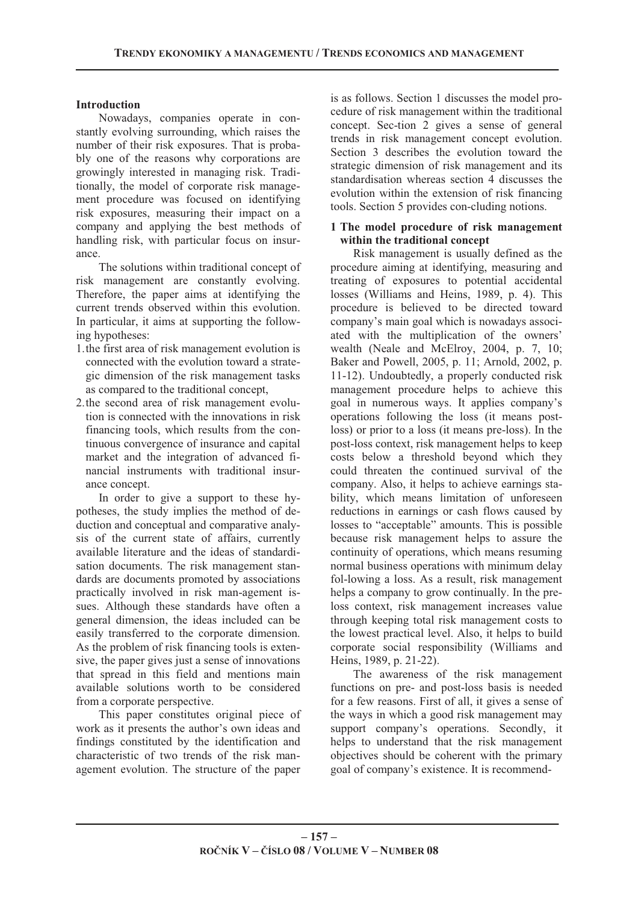## Introduction

Nowadays, companies operate in constantly evolving surrounding, which raises the number of their risk exposures. That is probably one of the reasons why corporations are growingly interested in managing risk. Traditionally, the model of corporate risk management procedure was focused on identifying risk exposures, measuring their impact on a company and applying the best methods of handling risk, with particular focus on insurance.

The solutions within traditional concept of risk management are constantly evolving. Therefore, the paper aims at identifying the current trends observed within this evolution. In particular, it aims at supporting the following hypotheses:

1. the first area of risk management evolution is connected with the evolution toward a strategic dimension of the risk management tasks as compared to the traditional concept,
2. the second area of risk management evolution is connected with the innovations in risk financing tools, which results from the continuous convergence of insurance and capital market and the integration of advanced financial instruments with traditional insurance concept.

In order to give a support to these hypotheses, the study implies the method of deduction and conceptual and comparative analysis of the current state of affairs, currently available literature and the ideas of standardisation documents. The risk management standards are documents promoted by associations practically involved in risk man-agement issues. Although these standards have often a general dimension, the ideas included can be easily transferred to the corporate dimension. As the problem of risk financing tools is extensive, the paper gives just a sense of innovations that spread in this field and mentions main available solutions worth to be considered from a corporate perspective.

This paper constitutes original piece of work as it presents the author's own ideas and findings constituted by the identification and characteristic of two trends of the risk management evolution. The structure of the paper is as follows. Section 1 discusses the model procedure of risk management within the traditional concept. Sec-tion 2 gives a sense of general trends in risk management concept evolution. Section 3 describes the evolution toward the strategic dimension of risk management and its standardisation whereas section 4 discusses the evolution within the extension of risk financing tools. Section 5 provides con-cluding notions.

## 1 The model procedure of risk management within the traditional concept

Risk management is usually defined as the procedure aiming at identifying, measuring and treating of exposures to potential accidental losses (Williams and Heins, 1989, p. 4). This procedure is believed to be directed toward company's main goal which is nowadays associated with the multiplication of the owners' wealth (Neale and McElroy, 2004, p. 7, 10; Baker and Powell, 2005, p. 11; Arnold, 2002, p. 11-12). Undoubtedly, a properly conducted risk management procedure helps to achieve this goal in numerous ways. It applies company's operations following the loss (it means post-loss) or prior to a loss (it means pre-loss). In the post-loss context, risk management helps to keep costs below a threshold beyond which they could threaten the continued survival of the company. Also, it helps to achieve earnings stability, which means limitation of unforeseen reductions in earnings or cash flows caused by losses to "acceptable" amounts. This is possible because risk management helps to assure the continuity of operations, which means resuming normal business operations with minimum delay fol-lowing a loss. As a result, risk management helps a company to grow continually. In the pre-loss context, risk management increases value through keeping total risk management costs to the lowest practical level. Also, it helps to build corporate social responsibility (Williams and Heins, 1989, p. 21-22).

The awareness of the risk management functions on pre- and post-loss basis is needed for a few reasons. First of all, it gives a sense of the ways in which a good risk management may support company's operations. Secondly, it helps to understand that the risk management objectives should be coherent with the primary goal of company's existence. It is recommend-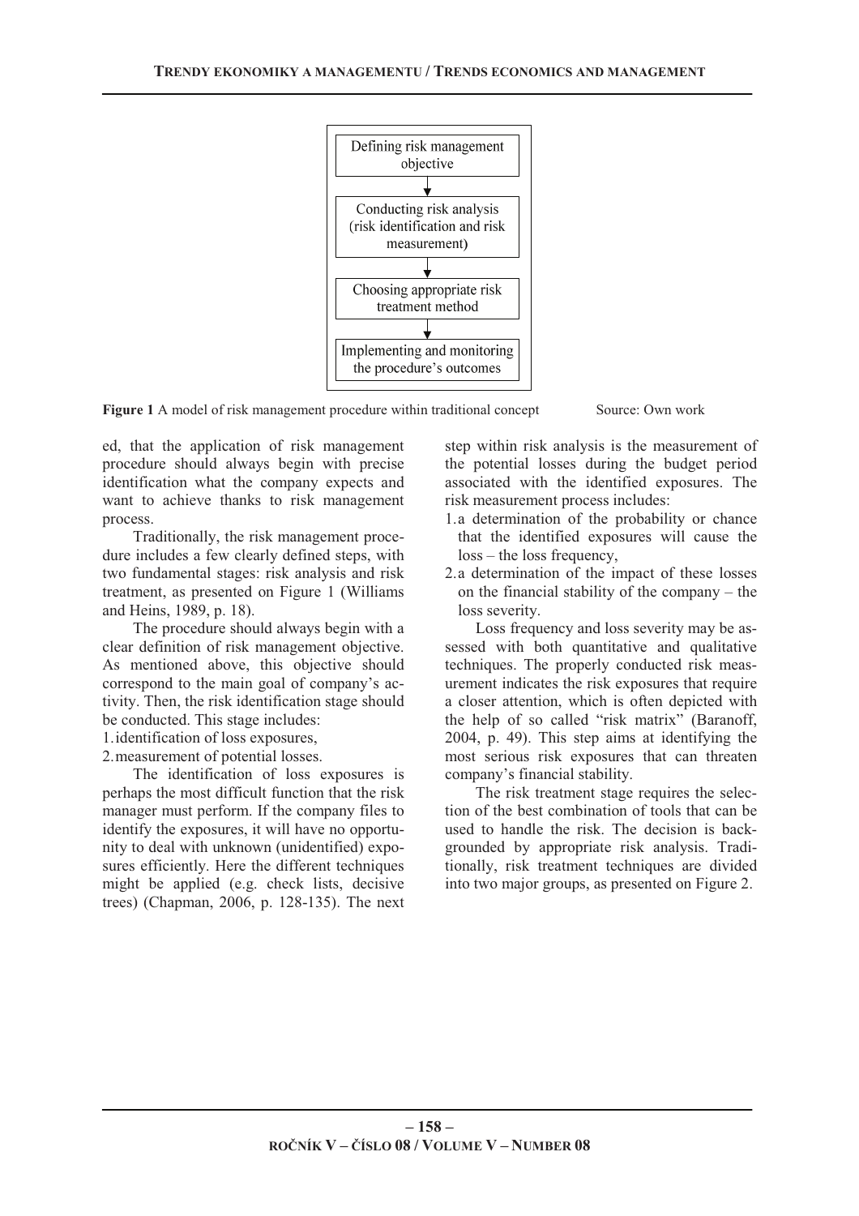Defining risk management objective

↓

Conducting risk analysis (risk identification and risk measurement)

↓

Choosing appropriate risk treatment method

↓

Implementing and monitoring the procedure's outcomes

**Figure 1** A model of risk management procedure within traditional concept Source: Own work

ed, that the application of risk management procedure should always begin with precise identification what the company expects and want to achieve thanks to risk management process.

Traditionally, the risk management procedure includes a few clearly defined steps, with two fundamental stages: risk analysis and risk treatment, as presented on Figure 1 (Williams and Heins, 1989, p. 18).

The procedure should always begin with a clear definition of risk management objective. As mentioned above, this objective should correspond to the main goal of company's activity. Then, the risk identification stage should be conducted. This stage includes:

1. identification of loss exposures,
2. measurement of potential losses.

The identification of loss exposures is perhaps the most difficult function that the risk manager must perform. If the company files to identify the exposures, it will have no opportunity to deal with unknown (unidentified) exposures efficiently. Here the different techniques might be applied (e.g. check lists, decisive trees) (Chapman, 2006, p. 128-135). The next step within risk analysis is the measurement of the potential losses during the budget period associated with the identified exposures. The risk measurement process includes:

1. a determination of the probability or chance that the identified exposures will cause the loss – the loss frequency,
2. a determination of the impact of these losses on the financial stability of the company – the loss severity.

Loss frequency and loss severity may be assessed with both quantitative and qualitative techniques. The properly conducted risk measurement indicates the risk exposures that require a closer attention, which is often depicted with the help of so called "risk matrix" (Baranoff, 2004, p. 49). This step aims at identifying the most serious risk exposures that can threaten company's financial stability.

The risk treatment stage requires the selection of the best combination of tools that can be used to handle the risk. The decision is backgrounded by appropriate risk analysis. Traditionally, risk treatment techniques are divided into two major groups, as presented on Figure 2.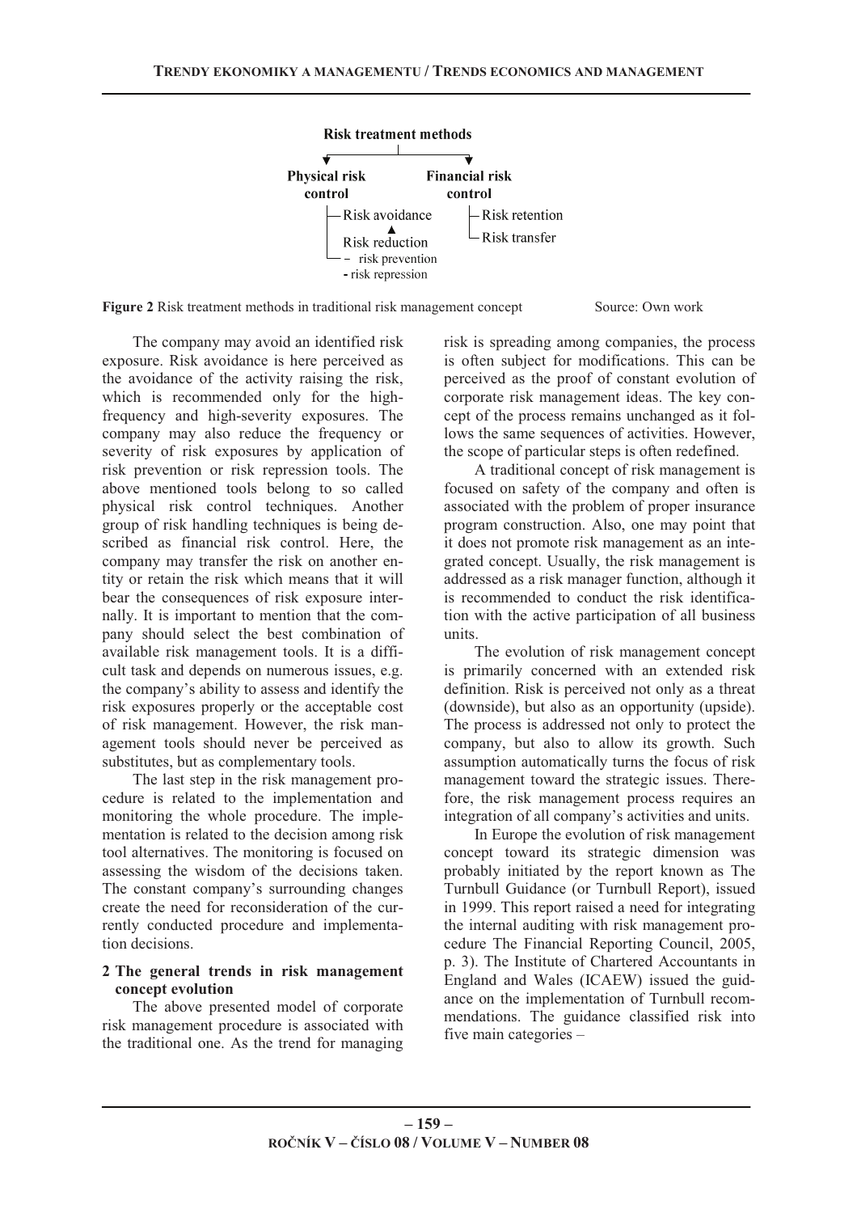Risk treatment methods

- **Physical risk control**
  - Risk avoidance
  - Risk reduction
    - risk prevention
    - risk repression
- **Financial risk control**
  - Risk retention
  - Risk transfer

**Figure 2** Risk treatment methods in traditional risk management concept Source: Own work

The company may avoid an identified risk exposure. Risk avoidance is here perceived as the avoidance of the activity raising the risk, which is recommended only for the high-frequency and high-severity exposures. The company may also reduce the frequency or severity of risk exposures by application of risk prevention or risk repression tools. The above mentioned tools belong to so called physical risk control techniques. Another group of risk handling techniques is being described as financial risk control. Here, the company may transfer the risk on another entity or retain the risk which means that it will bear the consequences of risk exposure internally. It is important to mention that the company should select the best combination of available risk management tools. It is a difficult task and depends on numerous issues, e.g. the company's ability to assess and identify the risk exposures properly or the acceptable cost of risk management. However, the risk management tools should never be perceived as substitutes, but as complementary tools.

The last step in the risk management procedure is related to the implementation and monitoring the whole procedure. The implementation is related to the decision among risk tool alternatives. The monitoring is focused on assessing the wisdom of the decisions taken. The constant company's surrounding changes create the need for reconsideration of the currently conducted procedure and implementation decisions.

## 2 The general trends in risk management concept evolution

The above presented model of corporate risk management procedure is associated with the traditional one. As the trend for managing risk is spreading among companies, the process is often subject for modifications. This can be perceived as the proof of constant evolution of corporate risk management ideas. The key concept of the process remains unchanged as it follows the same sequences of activities. However, the scope of particular steps is often redefined.

A traditional concept of risk management is focused on safety of the company and often is associated with the problem of proper insurance program construction. Also, one may point that it does not promote risk management as an integrated concept. Usually, the risk management is addressed as a risk manager function, although it is recommended to conduct the risk identification with the active participation of all business units.

The evolution of risk management concept is primarily concerned with an extended risk definition. Risk is perceived not only as a threat (downside), but also as an opportunity (upside). The process is addressed not only to protect the company, but also to allow its growth. Such assumption automatically turns the focus of risk management toward the strategic issues. Therefore, the risk management process requires an integration of all company's activities and units.

In Europe the evolution of risk management concept toward its strategic dimension was probably initiated by the report known as The Turnbull Guidance (or Turnbull Report), issued in 1999. This report raised a need for integrating the internal auditing with risk management procedure The Financial Reporting Council, 2005, p. 3). The Institute of Chartered Accountants in England and Wales (ICAEW) issued the guidance on the implementation of Turnbull recommendations. The guidance classified risk into five main categories –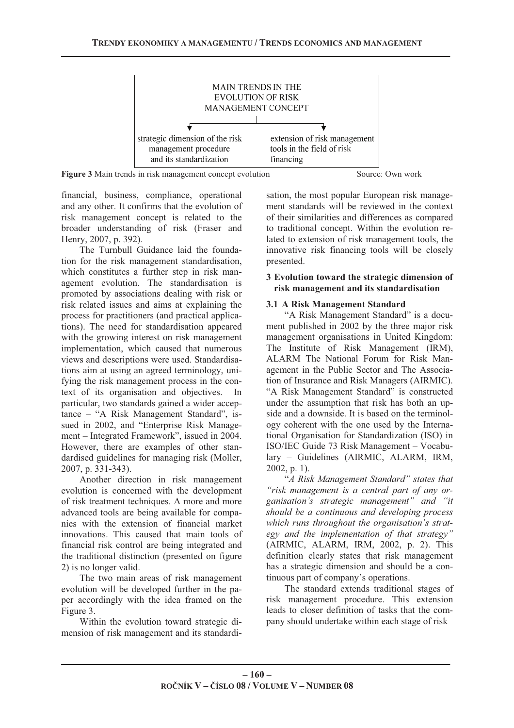MAIN TRENDS IN THE EVOLUTION OF RISK MANAGEMENT CONCEPT

- strategic dimension of the risk management procedure and its standardization
- extension of risk management tools in the field of risk financing

**Figure 3** Main trends in risk management concept evolution Source: Own work

financial, business, compliance, operational and any other. It confirms that the evolution of risk management concept is related to the broader understanding of risk (Fraser and Henry, 2007, p. 392).

The Turnbull Guidance laid the foundation for the risk management standardisation, which constitutes a further step in risk management evolution. The standardisation is promoted by associations dealing with risk or risk related issues and aims at explaining the process for practitioners (and practical applications). The need for standardisation appeared with the growing interest on risk management implementation, which caused that numerous views and descriptions were used. Standardisations aim at using an agreed terminology, unifying the risk management process in the context of its organisation and objectives. In particular, two standards gained a wider acceptance – "A Risk Management Standard", issued in 2002, and "Enterprise Risk Management – Integrated Framework", issued in 2004. However, there are examples of other standardised guidelines for managing risk (Moller, 2007, p. 331-343).

Another direction in risk management evolution is concerned with the development of risk treatment techniques. A more and more advanced tools are being available for companies with the extension of financial market innovations. This caused that main tools of financial risk control are being integrated and the traditional distinction (presented on figure 2) is no longer valid.

The two main areas of risk management evolution will be developed further in the paper accordingly with the idea framed on the Figure 3.

Within the evolution toward strategic dimension of risk management and its standardisation, the most popular European risk management standards will be reviewed in the context of their similarities and differences as compared to traditional concept. Within the evolution related to extension of risk management tools, the innovative risk financing tools will be closely presented.

## 3 Evolution toward the strategic dimension of risk management and its standardisation

### 3.1 A Risk Management Standard

"A Risk Management Standard" is a document published in 2002 by the three major risk management organisations in United Kingdom: The Institute of Risk Management (IRM), ALARM The National Forum for Risk Management in the Public Sector and The Association of Insurance and Risk Managers (AIRMIC). "A Risk Management Standard" is constructed under the assumption that risk has both an upside and a downside. It is based on the terminology coherent with the one used by the International Organisation for Standardization (ISO) in ISO/IEC Guide 73 Risk Management – Vocabulary – Guidelines (AIRMIC, ALARM, IRM, 2002, p. 1).

"*A Risk Management Standard" states that "risk management is a central part of any organisation's strategic management" and "it should be a continuous and developing process which runs throughout the organisation's strategy and the implementation of that strategy"* (AIRMIC, ALARM, IRM, 2002, p. 2). This definition clearly states that risk management has a strategic dimension and should be a continuous part of company's operations.

The standard extends traditional stages of risk management procedure. This extension leads to closer definition of tasks that the company should undertake within each stage of risk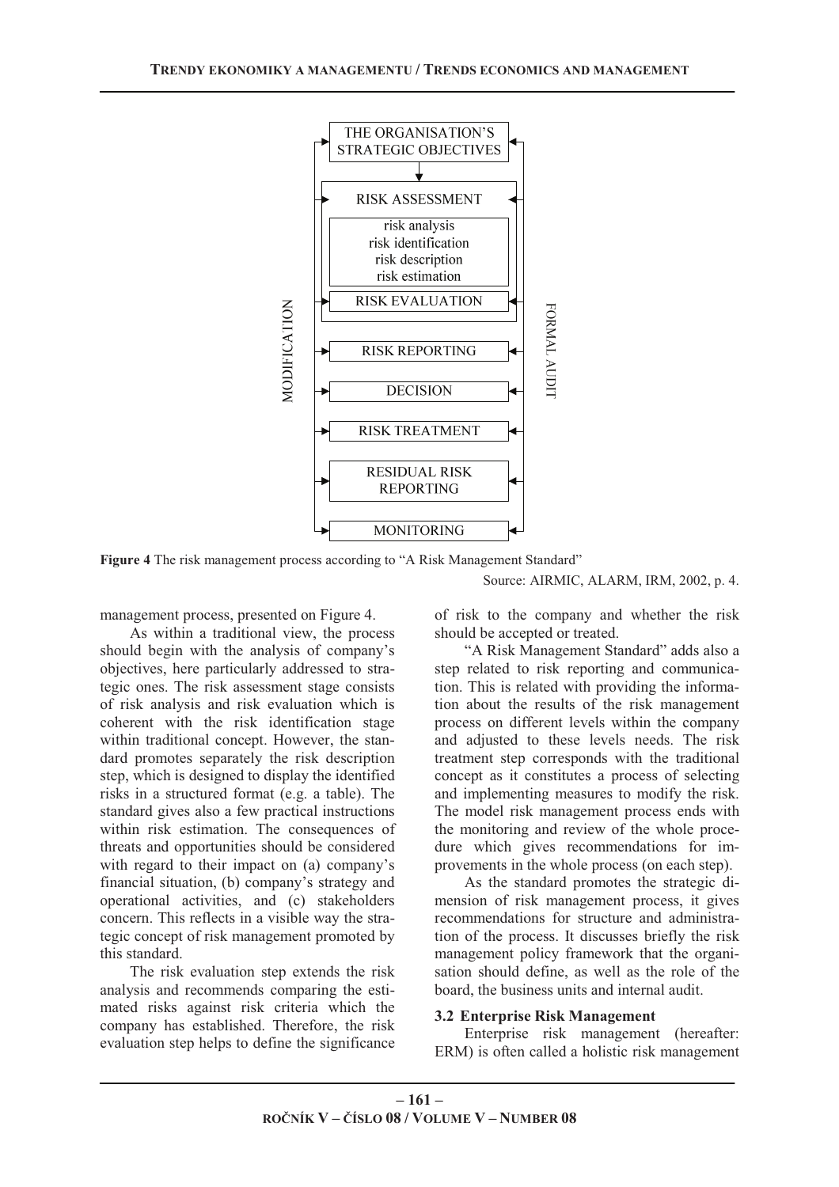THE ORGANISATION'S STRATEGIC OBJECTIVES

RISK ASSESSMENT

risk analysis
risk identification
risk description
risk estimation

RISK EVALUATION

RISK REPORTING

DECISION

RISK TREATMENT

RESIDUAL RISK REPORTING

MONITORING

MODIFICATION

FORMAL AUDIT

**Figure 4** The risk management process according to "A Risk Management Standard"

Source: AIRMIC, ALARM, IRM, 2002, p. 4.

management process, presented on Figure 4.

As within a traditional view, the process should begin with the analysis of company's objectives, here particularly addressed to strategic ones. The risk assessment stage consists of risk analysis and risk evaluation which is coherent with the risk identification stage within traditional concept. However, the standard promotes separately the risk description step, which is designed to display the identified risks in a structured format (e.g. a table). The standard gives also a few practical instructions within risk estimation. The consequences of threats and opportunities should be considered with regard to their impact on (a) company's financial situation, (b) company's strategy and operational activities, and (c) stakeholders concern. This reflects in a visible way the strategic concept of risk management promoted by this standard.

The risk evaluation step extends the risk analysis and recommends comparing the estimated risks against risk criteria which the company has established. Therefore, the risk evaluation step helps to define the significance of risk to the company and whether the risk should be accepted or treated.

"A Risk Management Standard" adds also a step related to risk reporting and communication. This is related with providing the information about the results of the risk management process on different levels within the company and adjusted to these levels needs. The risk treatment step corresponds with the traditional concept as it constitutes a process of selecting and implementing measures to modify the risk. The model risk management process ends with the monitoring and review of the whole procedure which gives recommendations for improvements in the whole process (on each step).

As the standard promotes the strategic dimension of risk management process, it gives recommendations for structure and administration of the process. It discusses briefly the risk management policy framework that the organisation should define, as well as the role of the board, the business units and internal audit.

### 3.2 Enterprise Risk Management

Enterprise risk management (hereafter: ERM) is often called a holistic risk management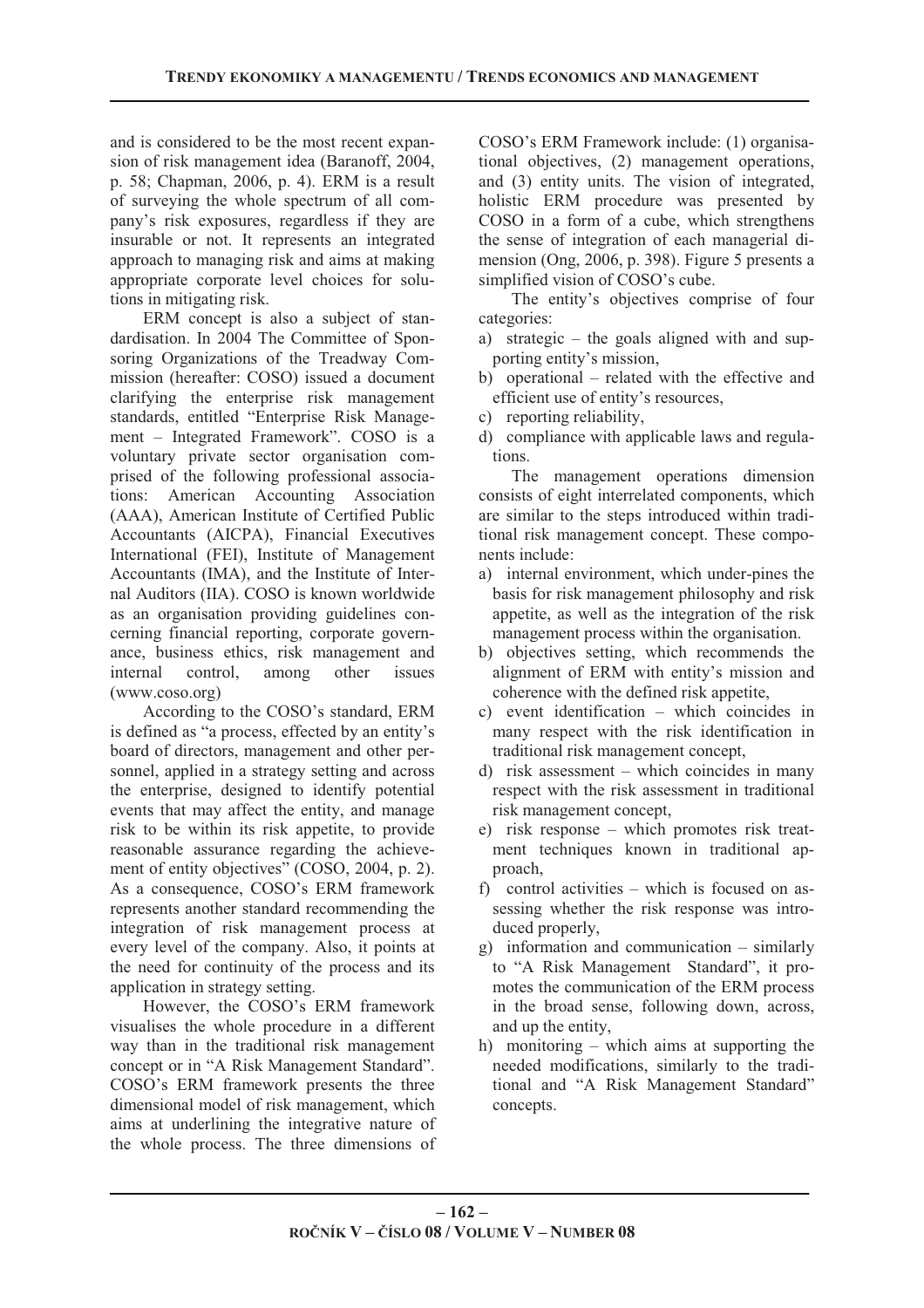and is considered to be the most recent expansion of risk management idea (Baranoff, 2004, p. 58; Chapman, 2006, p. 4). ERM is a result of surveying the whole spectrum of all company's risk exposures, regardless if they are insurable or not. It represents an integrated approach to managing risk and aims at making appropriate corporate level choices for solutions in mitigating risk.

ERM concept is also a subject of standardisation. In 2004 The Committee of Sponsoring Organizations of the Treadway Commission (hereafter: COSO) issued a document clarifying the enterprise risk management standards, entitled "Enterprise Risk Management – Integrated Framework". COSO is a voluntary private sector organisation comprised of the following professional associations: American Accounting Association (AAA), American Institute of Certified Public Accountants (AICPA), Financial Executives International (FEI), Institute of Management Accountants (IMA), and the Institute of Internal Auditors (IIA). COSO is known worldwide as an organisation providing guidelines concerning financial reporting, corporate governance, business ethics, risk management and internal control, among other issues (www.coso.org)

According to the COSO's standard, ERM is defined as "a process, effected by an entity's board of directors, management and other personnel, applied in a strategy setting and across the enterprise, designed to identify potential events that may affect the entity, and manage risk to be within its risk appetite, to provide reasonable assurance regarding the achievement of entity objectives" (COSO, 2004, p. 2). As a consequence, COSO's ERM framework represents another standard recommending the integration of risk management process at every level of the company. Also, it points at the need for continuity of the process and its application in strategy setting.

However, the COSO's ERM framework visualises the whole procedure in a different way than in the traditional risk management concept or in "A Risk Management Standard". COSO's ERM framework presents the three dimensional model of risk management, which aims at underlining the integrative nature of the whole process. The three dimensions of COSO's ERM Framework include: (1) organisational objectives, (2) management operations, and (3) entity units. The vision of integrated, holistic ERM procedure was presented by COSO in a form of a cube, which strengthens the sense of integration of each managerial dimension (Ong, 2006, p. 398). Figure 5 presents a simplified vision of COSO's cube.

The entity's objectives comprise of four categories:

a) strategic – the goals aligned with and supporting entity's mission,
b) operational – related with the effective and efficient use of entity's resources,
c) reporting reliability,
d) compliance with applicable laws and regulations.

The management operations dimension consists of eight interrelated components, which are similar to the steps introduced within traditional risk management concept. These components include:

a) internal environment, which under-pines the basis for risk management philosophy and risk appetite, as well as the integration of the risk management process within the organisation.
b) objectives setting, which recommends the alignment of ERM with entity's mission and coherence with the defined risk appetite,
c) event identification – which coincides in many respect with the risk identification in traditional risk management concept,
d) risk assessment – which coincides in many respect with the risk assessment in traditional risk management concept,
e) risk response – which promotes risk treatment techniques known in traditional approach,
f) control activities – which is focused on assessing whether the risk response was introduced properly,
g) information and communication – similarly to "A Risk Management Standard", it promotes the communication of the ERM process in the broad sense, following down, across, and up the entity,
h) monitoring – which aims at supporting the needed modifications, similarly to the traditional and "A Risk Management Standard" concepts.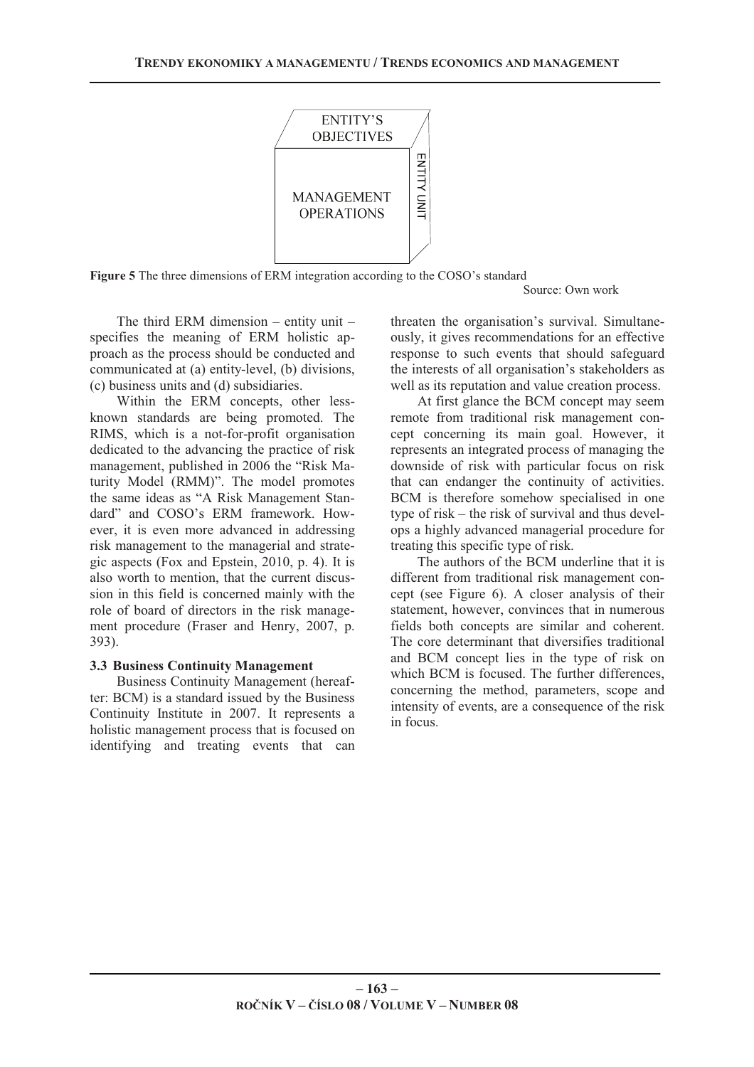ENTITY'S OBJECTIVES

MANAGEMENT OPERATIONS

ENTITY UNIT

**Figure 5** The three dimensions of ERM integration according to the COSO's standard

Source: Own work

The third ERM dimension – entity unit – specifies the meaning of ERM holistic approach as the process should be conducted and communicated at (a) entity-level, (b) divisions, (c) business units and (d) subsidiaries.

Within the ERM concepts, other less-known standards are being promoted. The RIMS, which is a not-for-profit organisation dedicated to the advancing the practice of risk management, published in 2006 the "Risk Maturity Model (RMM)". The model promotes the same ideas as "A Risk Management Standard" and COSO's ERM framework. However, it is even more advanced in addressing risk management to the managerial and strategic aspects (Fox and Epstein, 2010, p. 4). It is also worth to mention, that the current discussion in this field is concerned mainly with the role of board of directors in the risk management procedure (Fraser and Henry, 2007, p. 393).

### 3.3 Business Continuity Management

Business Continuity Management (hereafter: BCM) is a standard issued by the Business Continuity Institute in 2007. It represents a holistic management process that is focused on identifying and treating events that can threaten the organisation's survival. Simultaneously, it gives recommendations for an effective response to such events that should safeguard the interests of all organisation's stakeholders as well as its reputation and value creation process.

At first glance the BCM concept may seem remote from traditional risk management concept concerning its main goal. However, it represents an integrated process of managing the downside of risk with particular focus on risk that can endanger the continuity of activities. BCM is therefore somehow specialised in one type of risk – the risk of survival and thus develops a highly advanced managerial procedure for treating this specific type of risk.

The authors of the BCM underline that it is different from traditional risk management concept (see Figure 6). A closer analysis of their statement, however, convinces that in numerous fields both concepts are similar and coherent. The core determinant that diversifies traditional and BCM concept lies in the type of risk on which BCM is focused. The further differences, concerning the method, parameters, scope and intensity of events, are a consequence of the risk in focus.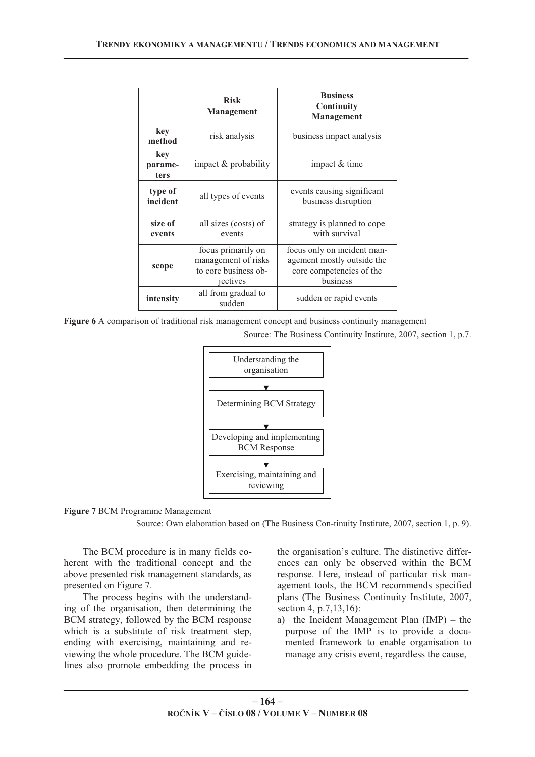| | Risk Management | Business Continuity Management |
|---|---|---|
| **key method** | risk analysis | business impact analysis |
| **key parameters** | impact & probability | impact & time |
| **type of incident** | all types of events | events causing significant business disruption |
| **size of events** | all sizes (costs) of events | strategy is planned to cope with survival |
| **scope** | focus primarily on management of risks to core business objectives | focus only on incident management mostly outside the core competencies of the business |
| **intensity** | all from gradual to sudden | sudden or rapid events |

**Figure 6** A comparison of traditional risk management concept and business continuity management

Source: The Business Continuity Institute, 2007, section 1, p.7.

Understanding the organisation
↓
Determining BCM Strategy
↓
Developing and implementing BCM Response
↓
Exercising, maintaining and reviewing

**Figure 7** BCM Programme Management

Source: Own elaboration based on (The Business Con-tinuity Institute, 2007, section 1, p. 9).

The BCM procedure is in many fields coherent with the traditional concept and the above presented risk management standards, as presented on Figure 7.

The process begins with the understanding of the organisation, then determining the BCM strategy, followed by the BCM response which is a substitute of risk treatment step, ending with exercising, maintaining and reviewing the whole procedure. The BCM guidelines also promote embedding the process in the organisation's culture. The distinctive differences can only be observed within the BCM response. Here, instead of particular risk management tools, the BCM recommends specified plans (The Business Continuity Institute, 2007, section 4, p.7,13,16):

a) the Incident Management Plan (IMP) – the purpose of the IMP is to provide a documented framework to enable organisation to manage any crisis event, regardless the cause,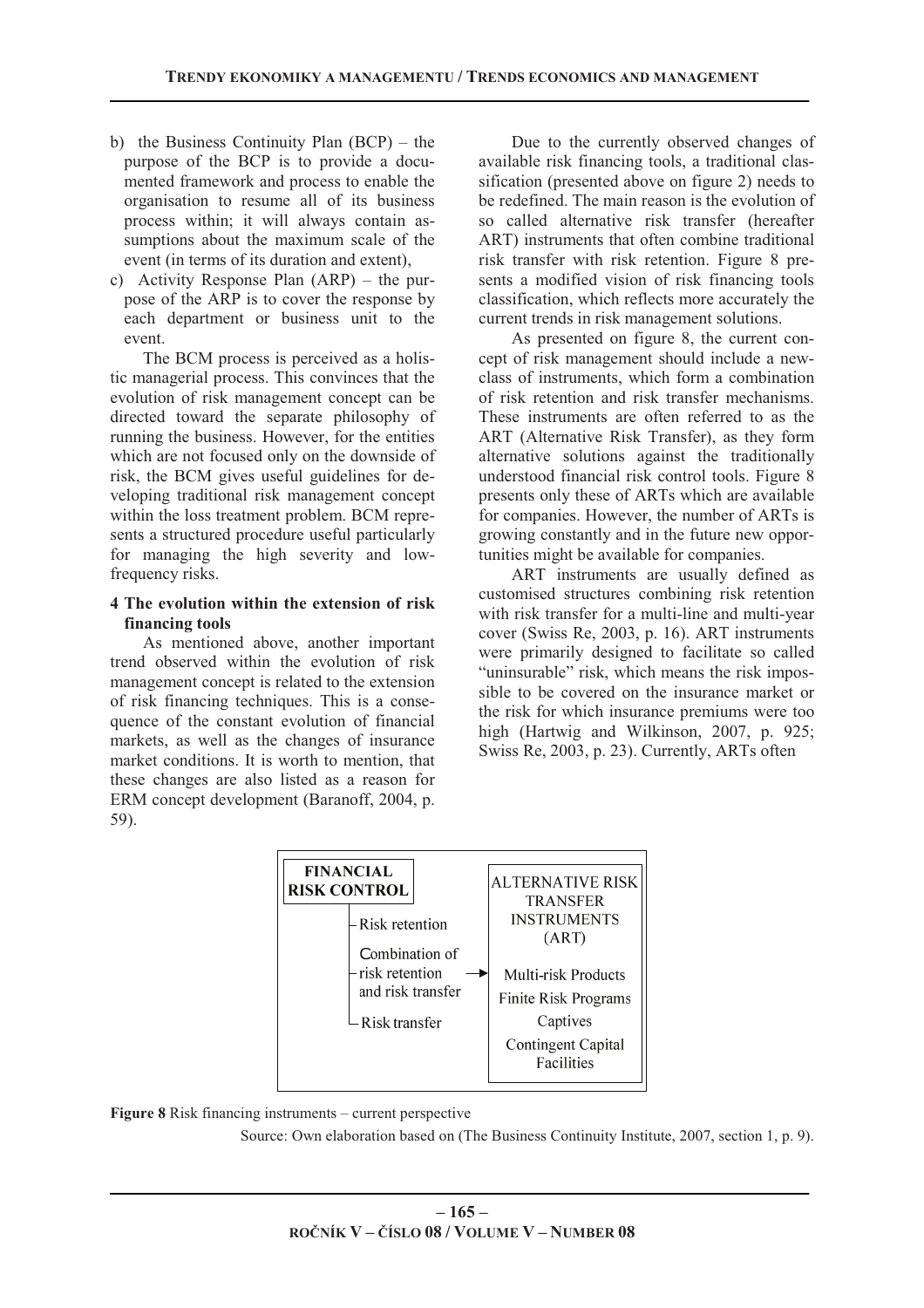b) the Business Continuity Plan (BCP) – the purpose of the BCP is to provide a documented framework and process to enable the organisation to resume all of its business process within; it will always contain assumptions about the maximum scale of the event (in terms of its duration and extent),
c) Activity Response Plan (ARP) – the purpose of the ARP is to cover the response by each department or business unit to the event.

The BCM process is perceived as a holistic managerial process. This convinces that the evolution of risk management concept can be directed toward the separate philosophy of running the business. However, for the entities which are not focused only on the downside of risk, the BCM gives useful guidelines for developing traditional risk management concept within the loss treatment problem. BCM represents a structured procedure useful particularly for managing the high severity and low-frequency risks.

## 4 The evolution within the extension of risk financing tools

As mentioned above, another important trend observed within the evolution of risk management concept is related to the extension of risk financing techniques. This is a consequence of the constant evolution of financial markets, as well as the changes of insurance market conditions. It is worth to mention, that these changes are also listed as a reason for ERM concept development (Baranoff, 2004, p. 59).

Due to the currently observed changes of available risk financing tools, a traditional classification (presented above on figure 2) needs to be redefined. The main reason is the evolution of so called alternative risk transfer (hereafter ART) instruments that often combine traditional risk transfer with risk retention. Figure 8 presents a modified vision of risk financing tools classification, which reflects more accurately the current trends in risk management solutions.

As presented on figure 8, the current concept of risk management should include a new-class of instruments, which form a combination of risk retention and risk transfer mechanisms. These instruments are often referred to as the ART (Alternative Risk Transfer), as they form alternative solutions against the traditionally understood financial risk control tools. Figure 8 presents only these of ARTs which are available for companies. However, the number of ARTs is growing constantly and in the future new opportunities might be available for companies.

ART instruments are usually defined as customised structures combining risk retention with risk transfer for a multi-line and multi-year cover (Swiss Re, 2003, p. 16). ART instruments were primarily designed to facilitate so called "uninsurable" risk, which means the risk impossible to be covered on the insurance market or the risk for which insurance premiums were too high (Hartwig and Wilkinson, 2007, p. 925; Swiss Re, 2003, p. 23). Currently, ARTs often

**FINANCIAL RISK CONTROL**
- Risk retention
- Combination of risk retention and risk transfer → **ALTERNATIVE RISK TRANSFER INSTRUMENTS (ART)**: Multi-risk Products; Finite Risk Programs; Captives; Contingent Capital Facilities
- Risk transfer

**Figure 8** Risk financing instruments – current perspective

Source: Own elaboration based on (The Business Continuity Institute, 2007, section 1, p. 9).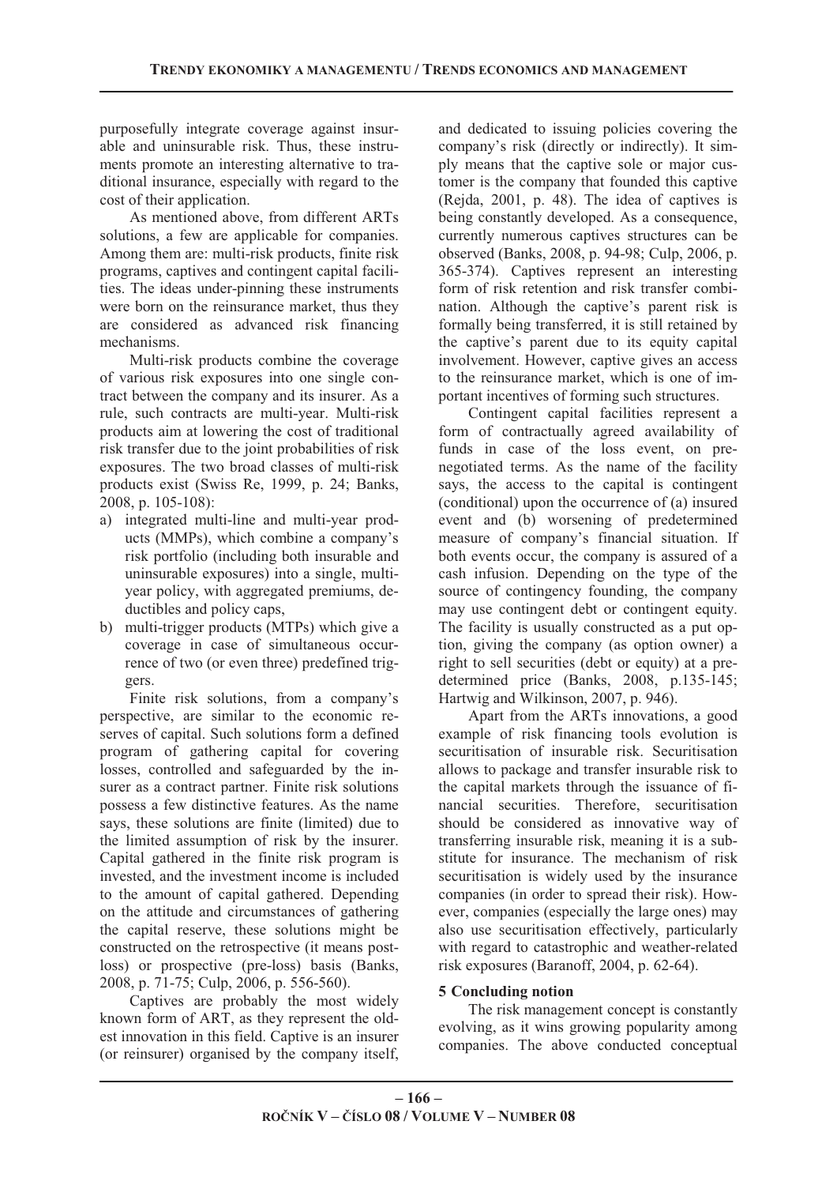purposefully integrate coverage against insurable and uninsurable risk. Thus, these instruments promote an interesting alternative to traditional insurance, especially with regard to the cost of their application.

As mentioned above, from different ARTs solutions, a few are applicable for companies. Among them are: multi-risk products, finite risk programs, captives and contingent capital facilities. The ideas under-pinning these instruments were born on the reinsurance market, thus they are considered as advanced risk financing mechanisms.

Multi-risk products combine the coverage of various risk exposures into one single contract between the company and its insurer. As a rule, such contracts are multi-year. Multi-risk products aim at lowering the cost of traditional risk transfer due to the joint probabilities of risk exposures. The two broad classes of multi-risk products exist (Swiss Re, 1999, p. 24; Banks, 2008, p. 105-108):

a) integrated multi-line and multi-year products (MMPs), which combine a company's risk portfolio (including both insurable and uninsurable exposures) into a single, multi-year policy, with aggregated premiums, deductibles and policy caps,
b) multi-trigger products (MTPs) which give a coverage in case of simultaneous occurrence of two (or even three) predefined triggers.

Finite risk solutions, from a company's perspective, are similar to the economic reserves of capital. Such solutions form a defined program of gathering capital for covering losses, controlled and safeguarded by the insurer as a contract partner. Finite risk solutions possess a few distinctive features. As the name says, these solutions are finite (limited) due to the limited assumption of risk by the insurer. Capital gathered in the finite risk program is invested, and the investment income is included to the amount of capital gathered. Depending on the attitude and circumstances of gathering the capital reserve, these solutions might be constructed on the retrospective (it means post-loss) or prospective (pre-loss) basis (Banks, 2008, p. 71-75; Culp, 2006, p. 556-560).

Captives are probably the most widely known form of ART, as they represent the oldest innovation in this field. Captive is an insurer (or reinsurer) organised by the company itself, and dedicated to issuing policies covering the company's risk (directly or indirectly). It simply means that the captive sole or major customer is the company that founded this captive (Rejda, 2001, p. 48). The idea of captives is being constantly developed. As a consequence, currently numerous captives structures can be observed (Banks, 2008, p. 94-98; Culp, 2006, p. 365-374). Captives represent an interesting form of risk retention and risk transfer combination. Although the captive's parent risk is formally being transferred, it is still retained by the captive's parent due to its equity capital involvement. However, captive gives an access to the reinsurance market, which is one of important incentives of forming such structures.

Contingent capital facilities represent a form of contractually agreed availability of funds in case of the loss event, on pre-negotiated terms. As the name of the facility says, the access to the capital is contingent (conditional) upon the occurrence of (a) insured event and (b) worsening of predetermined measure of company's financial situation. If both events occur, the company is assured of a cash infusion. Depending on the type of the source of contingency founding, the company may use contingent debt or contingent equity. The facility is usually constructed as a put option, giving the company (as option owner) a right to sell securities (debt or equity) at a predetermined price (Banks, 2008, p.135-145; Hartwig and Wilkinson, 2007, p. 946).

Apart from the ARTs innovations, a good example of risk financing tools evolution is securitisation of insurable risk. Securitisation allows to package and transfer insurable risk to the capital markets through the issuance of financial securities. Therefore, securitisation should be considered as innovative way of transferring insurable risk, meaning it is a substitute for insurance. The mechanism of risk securitisation is widely used by the insurance companies (in order to spread their risk). However, companies (especially the large ones) may also use securitisation effectively, particularly with regard to catastrophic and weather-related risk exposures (Baranoff, 2004, p. 62-64).

## 5 Concluding notion

The risk management concept is constantly evolving, as it wins growing popularity among companies. The above conducted conceptual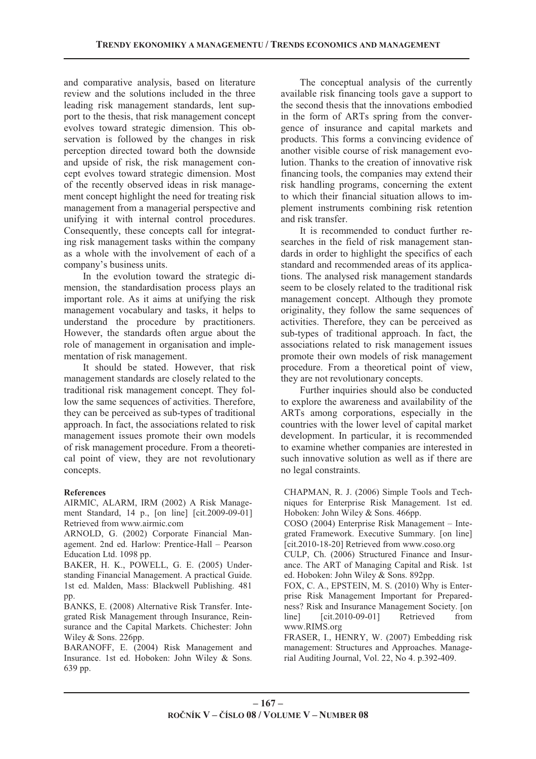and comparative analysis, based on literature review and the solutions included in the three leading risk management standards, lent support to the thesis, that risk management concept evolves toward strategic dimension. This observation is followed by the changes in risk perception directed toward both the downside and upside of risk, the risk management concept evolves toward strategic dimension. Most of the recently observed ideas in risk management concept highlight the need for treating risk management from a managerial perspective and unifying it with internal control procedures. Consequently, these concepts call for integrating risk management tasks within the company as a whole with the involvement of each of a company's business units.

In the evolution toward the strategic dimension, the standardisation process plays an important role. As it aims at unifying the risk management vocabulary and tasks, it helps to understand the procedure by practitioners. However, the standards often argue about the role of management in organisation and implementation of risk management.

It should be stated. However, that risk management standards are closely related to the traditional risk management concept. They follow the same sequences of activities. Therefore, they can be perceived as sub-types of traditional approach. In fact, the associations related to risk management issues promote their own models of risk management procedure. From a theoretical point of view, they are not revolutionary concepts.

The conceptual analysis of the currently available risk financing tools gave a support to the second thesis that the innovations embodied in the form of ARTs spring from the convergence of insurance and capital markets and products. This forms a convincing evidence of another visible course of risk management evolution. Thanks to the creation of innovative risk financing tools, the companies may extend their risk handling programs, concerning the extent to which their financial situation allows to implement instruments combining risk retention and risk transfer.

It is recommended to conduct further researches in the field of risk management standards in order to highlight the specifics of each standard and recommended areas of its applications. The analysed risk management standards seem to be closely related to the traditional risk management concept. Although they promote originality, they follow the same sequences of activities. Therefore, they can be perceived as sub-types of traditional approach. In fact, the associations related to risk management issues promote their own models of risk management procedure. From a theoretical point of view, they are not revolutionary concepts.

Further inquiries should also be conducted to explore the awareness and availability of the ARTs among corporations, especially in the countries with the lower level of capital market development. In particular, it is recommended to examine whether companies are interested in such innovative solution as well as if there are no legal constraints.

**References**

AIRMIC, ALARM, IRM (2002) A Risk Management Standard, 14 p., [on line] [cit.2009-09-01] Retrieved from www.airmic.com

ARNOLD, G. (2002) Corporate Financial Management. 2nd ed. Harlow: Prentice-Hall – Pearson Education Ltd. 1098 pp.

BAKER, H. K., POWELL, G. E. (2005) Understanding Financial Management. A practical Guide. 1st ed. Malden, Mass: Blackwell Publishing. 481 pp.

BANKS, E. (2008) Alternative Risk Transfer. Integrated Risk Management through Insurance, Reinsurance and the Capital Markets. Chichester: John Wiley & Sons. 226pp.

BARANOFF, E. (2004) Risk Management and Insurance. 1st ed. Hoboken: John Wiley & Sons. 639 pp.

CHAPMAN, R. J. (2006) Simple Tools and Techniques for Enterprise Risk Management. 1st ed. Hoboken: John Wiley & Sons. 466pp.

COSO (2004) Enterprise Risk Management – Integrated Framework. Executive Summary. [on line] [cit.2010-18-20] Retrieved from www.coso.org

CULP, Ch. (2006) Structured Finance and Insurance. The ART of Managing Capital and Risk. 1st ed. Hoboken: John Wiley & Sons. 892pp.

FOX, C. A., EPSTEIN, M. S. (2010) Why is Enterprise Risk Management Important for Preparedness? Risk and Insurance Management Society. [on line] [cit.2010-09-01] Retrieved from www.RIMS.org

FRASER, I., HENRY, W. (2007) Embedding risk management: Structures and Approaches. Managerial Auditing Journal, Vol. 22, No 4. p.392-409.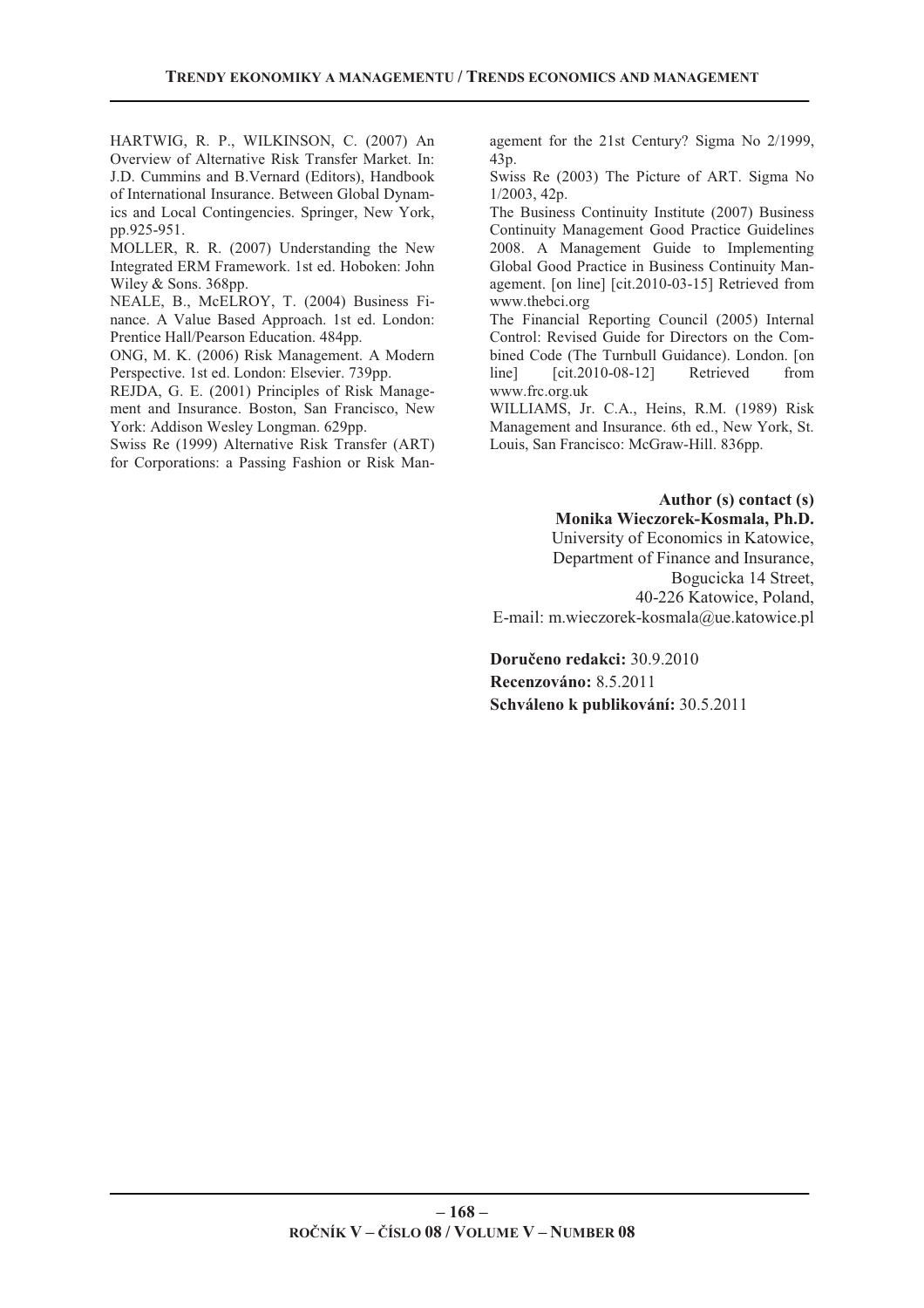HARTWIG, R. P., WILKINSON, C. (2007) An Overview of Alternative Risk Transfer Market. In: J.D. Cummins and B.Vernard (Editors), Handbook of International Insurance. Between Global Dynamics and Local Contingencies. Springer, New York, pp.925-951.

MOLLER, R. R. (2007) Understanding the New Integrated ERM Framework. 1st ed. Hoboken: John Wiley & Sons. 368pp.

NEALE, B., McELROY, T. (2004) Business Finance. A Value Based Approach. 1st ed. London: Prentice Hall/Pearson Education. 484pp.

ONG, M. K. (2006) Risk Management. A Modern Perspective. 1st ed. London: Elsevier. 739pp.

REJDA, G. E. (2001) Principles of Risk Management and Insurance. Boston, San Francisco, New York: Addison Wesley Longman. 629pp.

Swiss Re (1999) Alternative Risk Transfer (ART) for Corporations: a Passing Fashion or Risk Management for the 21st Century? Sigma No 2/1999, 43p.

Swiss Re (2003) The Picture of ART. Sigma No 1/2003, 42p.

The Business Continuity Institute (2007) Business Continuity Management Good Practice Guidelines 2008. A Management Guide to Implementing Global Good Practice in Business Continuity Management. [on line] [cit.2010-03-15] Retrieved from www.thebci.org

The Financial Reporting Council (2005) Internal Control: Revised Guide for Directors on the Combined Code (The Turnbull Guidance). London. [on line] [cit.2010-08-12] Retrieved from www.frc.org.uk

WILLIAMS, Jr. C.A., Heins, R.M. (1989) Risk Management and Insurance. 6th ed., New York, St. Louis, San Francisco: McGraw-Hill. 836pp.

**Author (s) contact (s)**
**Monika Wieczorek-Kosmala, Ph.D.**
University of Economics in Katowice,
Department of Finance and Insurance,
Bogucicka 14 Street,
40-226 Katowice, Poland,
E-mail: m.wieczorek-kosmala@ue.katowice.pl

**Doručeno redakci:** 30.9.2010
**Recenzováno:** 8.5.2011
**Schváleno k publikování:** 30.5.2011